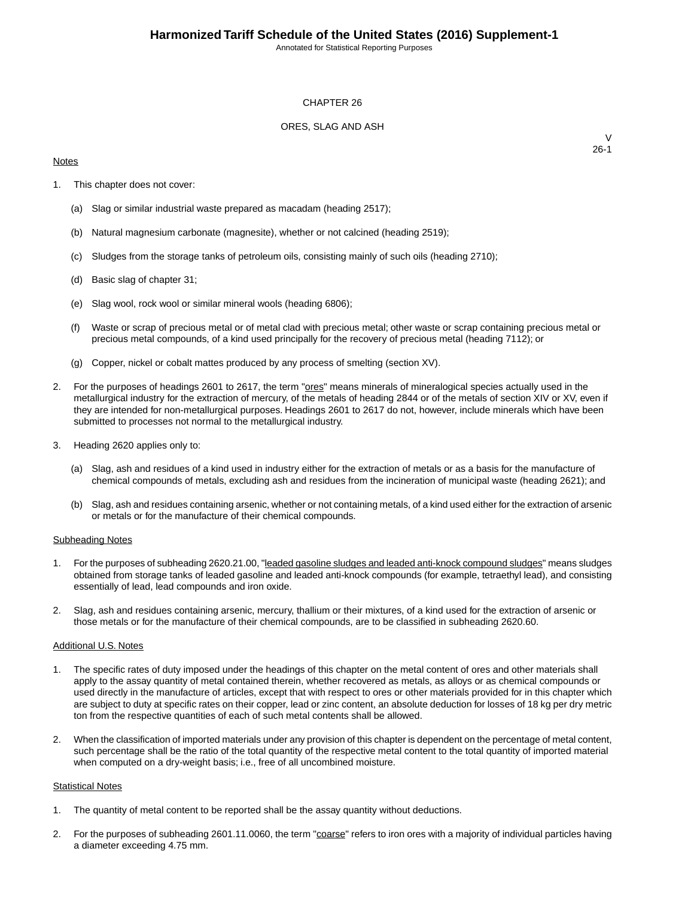# CHAPTER 26

## ORES, SLAG AND ASH

V
26-1

Notes

1. This chapter does not cover:

   (a) Slag or similar industrial waste prepared as macadam (heading 2517);

   (b) Natural magnesium carbonate (magnesite), whether or not calcined (heading 2519);

   (c) Sludges from the storage tanks of petroleum oils, consisting mainly of such oils (heading 2710);

   (d) Basic slag of chapter 31;

   (e) Slag wool, rock wool or similar mineral wools (heading 6806);

   (f) Waste or scrap of precious metal or of metal clad with precious metal; other waste or scrap containing precious metal or precious metal compounds, of a kind used principally for the recovery of precious metal (heading 7112); or

   (g) Copper, nickel or cobalt mattes produced by any process of smelting (section XV).

2. For the purposes of headings 2601 to 2617, the term "ores" means minerals of mineralogical species actually used in the metallurgical industry for the extraction of mercury, of the metals of heading 2844 or of the metals of section XIV or XV, even if they are intended for non-metallurgical purposes. Headings 2601 to 2617 do not, however, include minerals which have been submitted to processes not normal to the metallurgical industry.

3. Heading 2620 applies only to:

   (a) Slag, ash and residues of a kind used in industry either for the extraction of metals or as a basis for the manufacture of chemical compounds of metals, excluding ash and residues from the incineration of municipal waste (heading 2621); and

   (b) Slag, ash and residues containing arsenic, whether or not containing metals, of a kind used either for the extraction of arsenic or metals or for the manufacture of their chemical compounds.

Subheading Notes

1. For the purposes of subheading 2620.21.00, "leaded gasoline sludges and leaded anti-knock compound sludges" means sludges obtained from storage tanks of leaded gasoline and leaded anti-knock compounds (for example, tetraethyl lead), and consisting essentially of lead, lead compounds and iron oxide.

2. Slag, ash and residues containing arsenic, mercury, thallium or their mixtures, of a kind used for the extraction of arsenic or those metals or for the manufacture of their chemical compounds, are to be classified in subheading 2620.60.

Additional U.S. Notes

1. The specific rates of duty imposed under the headings of this chapter on the metal content of ores and other materials shall apply to the assay quantity of metal contained therein, whether recovered as metals, as alloys or as chemical compounds or used directly in the manufacture of articles, except that with respect to ores or other materials provided for in this chapter which are subject to duty at specific rates on their copper, lead or zinc content, an absolute deduction for losses of 18 kg per dry metric ton from the respective quantities of each of such metal contents shall be allowed.

2. When the classification of imported materials under any provision of this chapter is dependent on the percentage of metal content, such percentage shall be the ratio of the total quantity of the respective metal content to the total quantity of imported material when computed on a dry-weight basis; i.e., free of all uncombined moisture.

Statistical Notes

1. The quantity of metal content to be reported shall be the assay quantity without deductions.

2. For the purposes of subheading 2601.11.0060, the term "coarse" refers to iron ores with a majority of individual particles having a diameter exceeding 4.75 mm.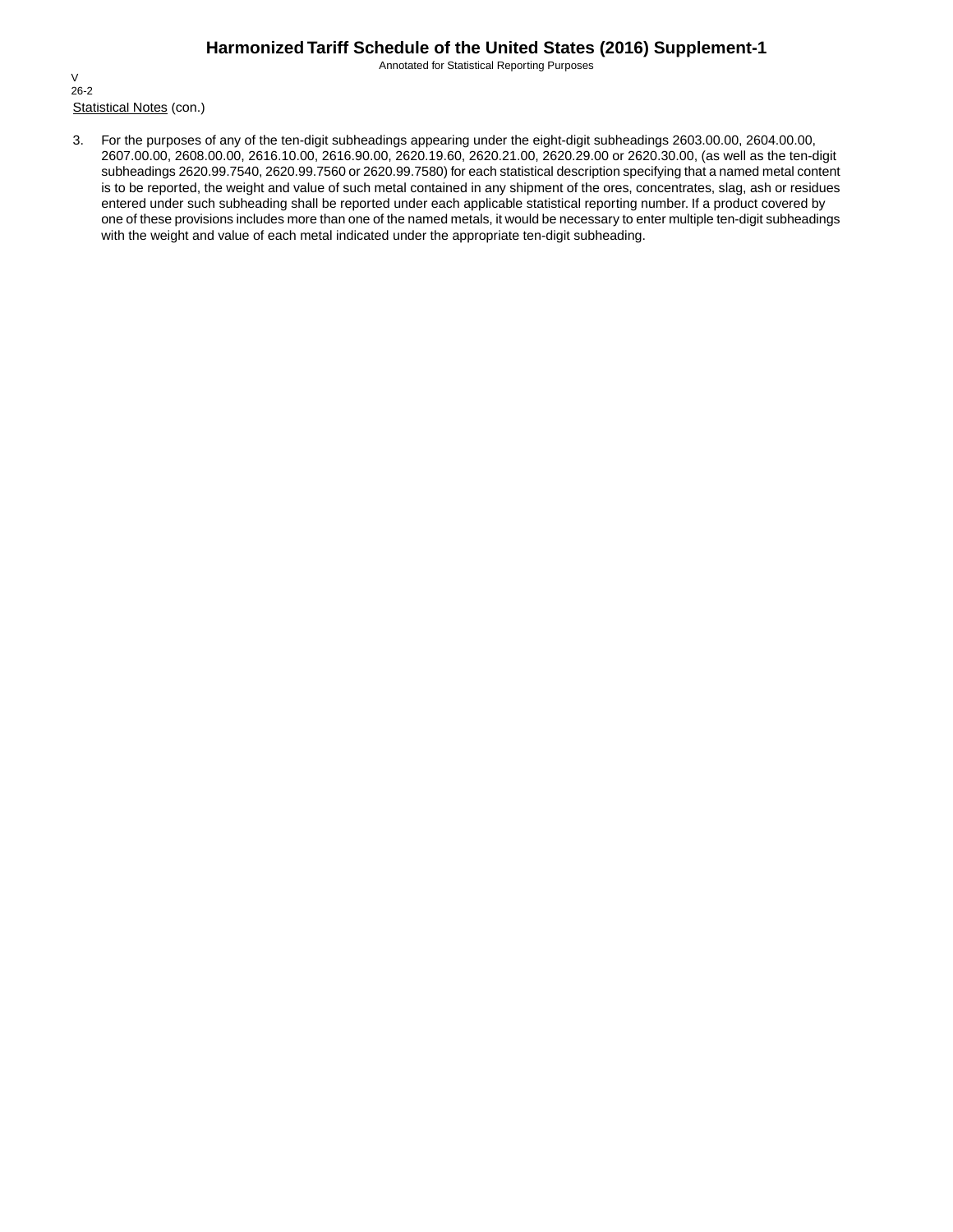Statistical Notes (con.)

3. For the purposes of any of the ten-digit subheadings appearing under the eight-digit subheadings 2603.00.00, 2604.00.00, 2607.00.00, 2608.00.00, 2616.10.00, 2616.90.00, 2620.19.60, 2620.21.00, 2620.29.00 or 2620.30.00, (as well as the ten-digit subheadings 2620.99.7540, 2620.99.7560 or 2620.99.7580) for each statistical description specifying that a named metal content is to be reported, the weight and value of such metal contained in any shipment of the ores, concentrates, slag, ash or residues entered under such subheading shall be reported under each applicable statistical reporting number. If a product covered by one of these provisions includes more than one of the named metals, it would be necessary to enter multiple ten-digit subheadings with the weight and value of each metal indicated under the appropriate ten-digit subheading.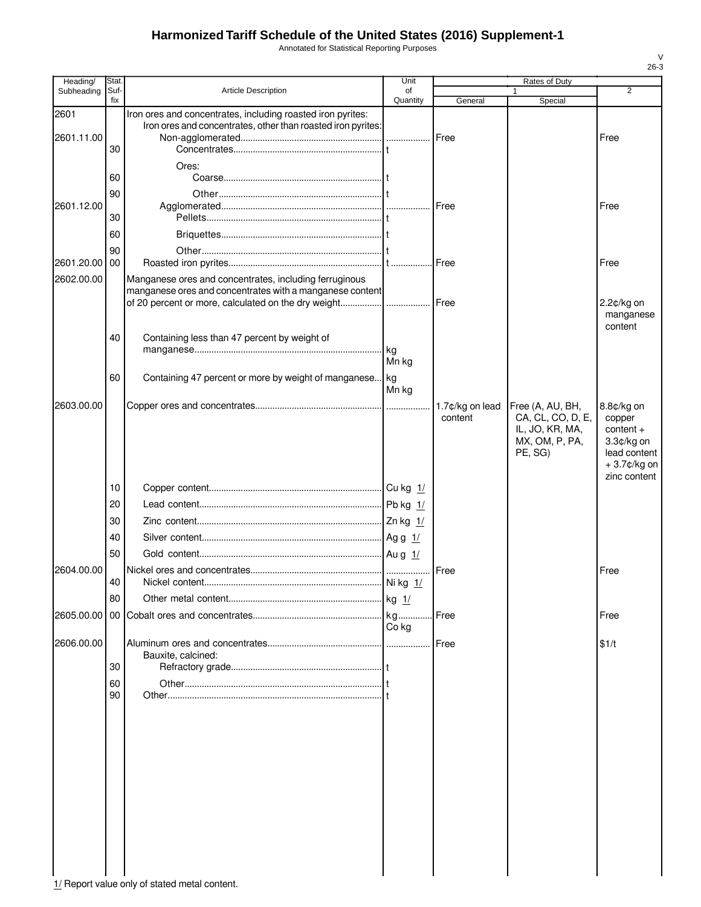# Harmonized Tariff Schedule of the United States (2016) Supplement-1

Annotated for Statistical Reporting Purposes

V
26-3

| Heading/ Subheading | Stat. Suf-fix | Article Description | Unit of Quantity | Rates of Duty 1 General | Special | 2 |
|---|---|---|---|---|---|---|
| 2601 | | Iron ores and concentrates, including roasted iron pyrites: | | | | |
| | | Iron ores and concentrates, other than roasted iron pyrites: | | | | |
| 2601.11.00 | | Non-agglomerated | | Free | | Free |
| | 30 | Concentrates | t | | | |
| | | Ores: | | | | |
| | 60 | Coarse | t | | | |
| | 90 | Other | t | | | |
| 2601.12.00 | | Agglomerated | | Free | | Free |
| | 30 | Pellets | t | | | |
| | 60 | Briquettes | t | | | |
| | 90 | Other | t | | | |
| 2601.20.00 | 00 | Roasted iron pyrites | t | Free | | Free |
| 2602.00.00 | | Manganese ores and concentrates, including ferruginous manganese ores and concentrates with a manganese content of 20 percent or more, calculated on the dry weight | | Free | | 2.2¢/kg on manganese content |
| | 40 | Containing less than 47 percent by weight of manganese | kg<br>Mn kg | | | |
| | 60 | Containing 47 percent or more by weight of manganese | kg<br>Mn kg | | | |
| 2603.00.00 | | Copper ores and concentrates | | 1.7¢/kg on lead content | Free (A, AU, BH, CA, CL, CO, D, E, IL, JO, KR, MA, MX, OM, P, PA, PE, SG) | 8.8¢/kg on copper content + 3.3¢/kg on lead content + 3.7¢/kg on zinc content |
| | 10 | Copper content | Cu kg 1/ | | | |
| | 20 | Lead content | Pb kg 1/ | | | |
| | 30 | Zinc content | Zn kg 1/ | | | |
| | 40 | Silver content | Ag g 1/ | | | |
| | 50 | Gold content | Au g 1/ | | | |
| 2604.00.00 | | Nickel ores and concentrates | | Free | | Free |
| | 40 | Nickel content | Ni kg 1/ | | | |
| | 80 | Other metal content | kg 1/ | | | |
| 2605.00.00 | 00 | Cobalt ores and concentrates | kg<br>Co kg | Free | | Free |
| 2606.00.00 | | Aluminum ores and concentrates | | Free | | $1/t |
| | | Bauxite, calcined: | | | | |
| | 30 | Refractory grade | t | | | |
| | 60 | Other | t | | | |
| | 90 | Other | t | | | |

1/ Report value only of stated metal content.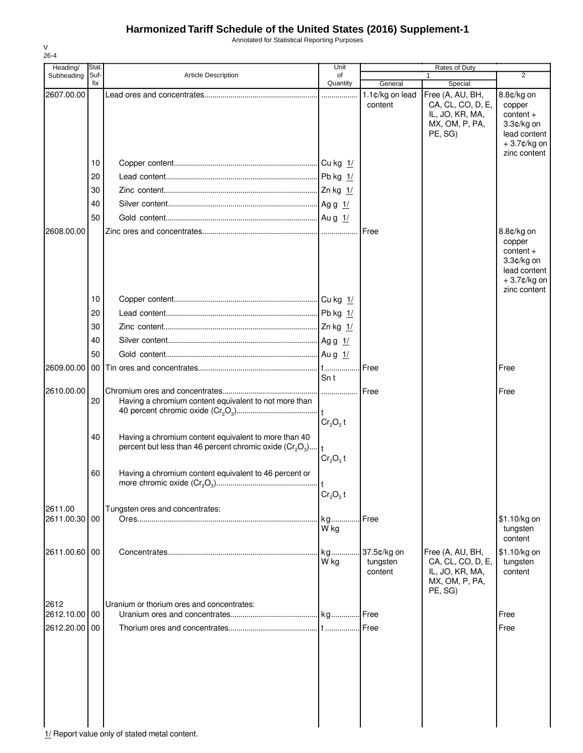# Harmonized Tariff Schedule of the United States (2016) Supplement-1

Annotated for Statistical Reporting Purposes

V
26-4

| Heading/ Subheading | Stat. Suf- fix | Article Description | Unit of Quantity | Rates of Duty 1 General | Special | 2 |
|---|---|---|---|---|---|---|
| 2607.00.00 | | Lead ores and concentrates | | 1.1¢/kg on lead content | Free (A, AU, BH, CA, CL, CO, D, E, IL, JO, KR, MA, MX, OM, P, PA, PE, SG) | 8.8¢/kg on copper content + 3.3¢/kg on lead content + 3.7¢/kg on zinc content |
| | 10 | Copper content | Cu kg 1/ | | | |
| | 20 | Lead content | Pb kg 1/ | | | |
| | 30 | Zinc content | Zn kg 1/ | | | |
| | 40 | Silver content | Ag g 1/ | | | |
| | 50 | Gold content | Au g 1/ | | | |
| 2608.00.00 | | Zinc ores and concentrates | | Free | | 8.8¢/kg on copper content + 3.3¢/kg on lead content + 3.7¢/kg on zinc content |
| | 10 | Copper content | Cu kg 1/ | | | |
| | 20 | Lead content | Pb kg 1/ | | | |
| | 30 | Zinc content | Zn kg 1/ | | | |
| | 40 | Silver content | Ag g 1/ | | | |
| | 50 | Gold content | Au g 1/ | | | |
| 2609.00.00 | 00 | Tin ores and concentrates | t<br>Sn t | Free | | Free |
| 2610.00.00 | | Chromium ores and concentrates | | Free | | Free |
| | 20 | Having a chromium content equivalent to not more than 40 percent chromic oxide ($Cr_2O_3$) | t<br>$Cr_2O_3$ t | | | |
| | 40 | Having a chromium content equivalent to more than 40 percent but less than 46 percent chromic oxide ($Cr_2O_3$) | t<br>$Cr_2O_3$ t | | | |
| | 60 | Having a chromium content equivalent to 46 percent or more chromic oxide ($Cr_2O_3$) | t<br>$Cr_2O_3$ t | | | |
| 2611.00 | | Tungsten ores and concentrates: | | | | |
| 2611.00.30 | 00 | Ores | kg<br>W kg | Free | | $1.10/kg on tungsten content |
| 2611.00.60 | 00 | Concentrates | kg<br>W kg | 37.5¢/kg on tungsten content | Free (A, AU, BH, CA, CL, CO, D, E, IL, JO, KR, MA, MX, OM, P, PA, PE, SG) | $1.10/kg on tungsten content |
| 2612 | | Uranium or thorium ores and concentrates: | | | | |
| 2612.10.00 | 00 | Uranium ores and concentrates | kg | Free | | Free |
| 2612.20.00 | 00 | Thorium ores and concentrates | t | Free | | Free |

1/ Report value only of stated metal content.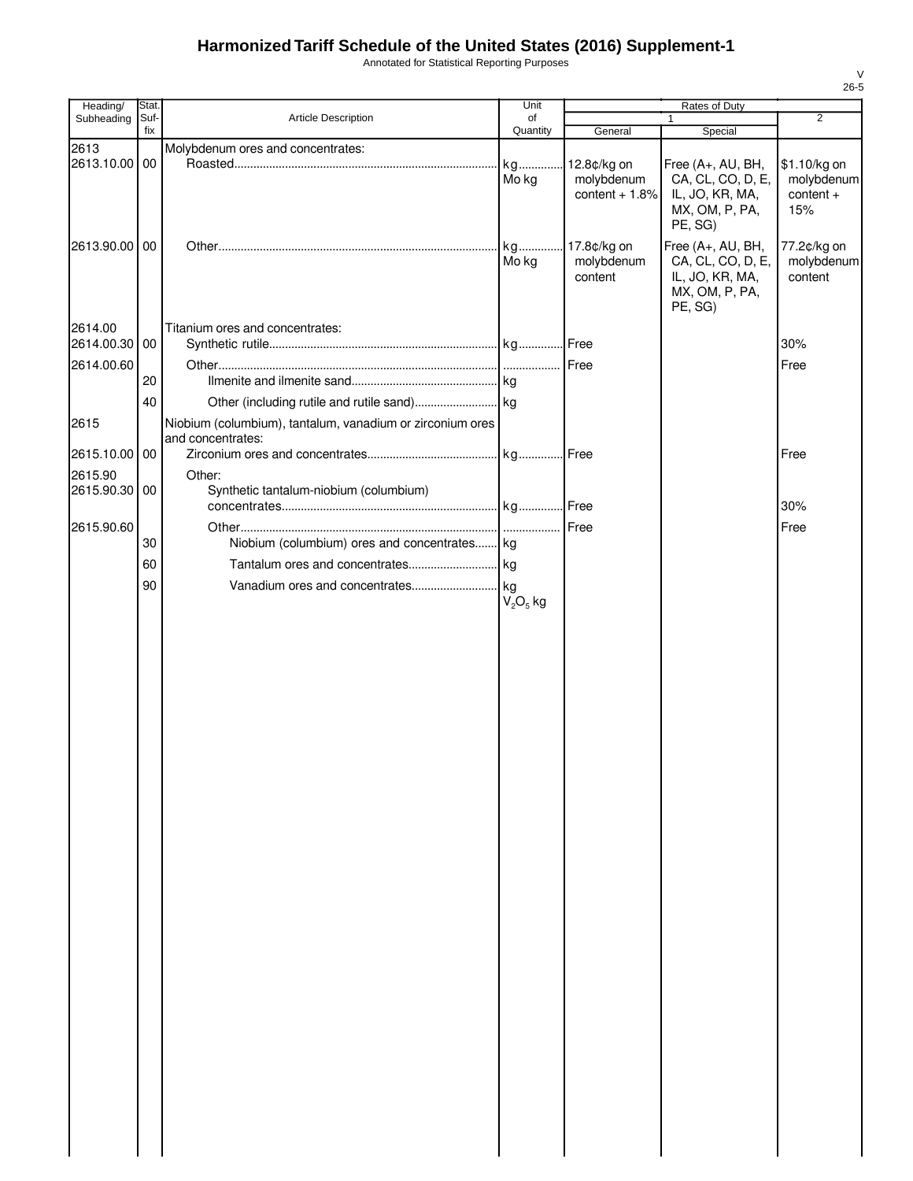# Harmonized Tariff Schedule of the United States (2016) Supplement-1

Annotated for Statistical Reporting Purposes

V
26-5

| Heading/ Subheading | Stat. Suf-fix | Article Description | Unit of Quantity | Rates of Duty 1 General | Rates of Duty 1 Special | Rates of Duty 2 |
|---|---|---|---|---|---|---|
| 2613 | | Molybdenum ores and concentrates: | | | | |
| 2613.10.00 | 00 | Roasted | kg<br>Mo kg | 12.8¢/kg on molybdenum content + 1.8% | Free (A+, AU, BH, CA, CL, CO, D, E, IL, JO, KR, MA, MX, OM, P, PA, PE, SG) | $1.10/kg on molybdenum content + 15% |
| 2613.90.00 | 00 | Other | kg<br>Mo kg | 17.8¢/kg on molybdenum content | Free (A+, AU, BH, CA, CL, CO, D, E, IL, JO, KR, MA, MX, OM, P, PA, PE, SG) | 77.2¢/kg on molybdenum content |
| 2614.00 | | Titanium ores and concentrates: | | | | |
| 2614.00.30 | 00 | Synthetic rutile | kg | Free | | 30% |
| 2614.00.60 | | Other | | Free | | Free |
| | 20 | Ilmenite and ilmenite sand | kg | | | |
| | 40 | Other (including rutile and rutile sand) | kg | | | |
| 2615 | | Niobium (columbium), tantalum, vanadium or zirconium ores and concentrates: | | | | |
| 2615.10.00 | 00 | Zirconium ores and concentrates | kg | Free | | Free |
| 2615.90 | | Other: | | | | |
| 2615.90.30 | 00 | Synthetic tantalum-niobium (columbium) concentrates | kg | Free | | 30% |
| 2615.90.60 | | Other | | Free | | Free |
| | 30 | Niobium (columbium) ores and concentrates | kg | | | |
| | 60 | Tantalum ores and concentrates | kg | | | |
| | 90 | Vanadium ores and concentrates | kg<br>$V_2O_5$ kg | | | |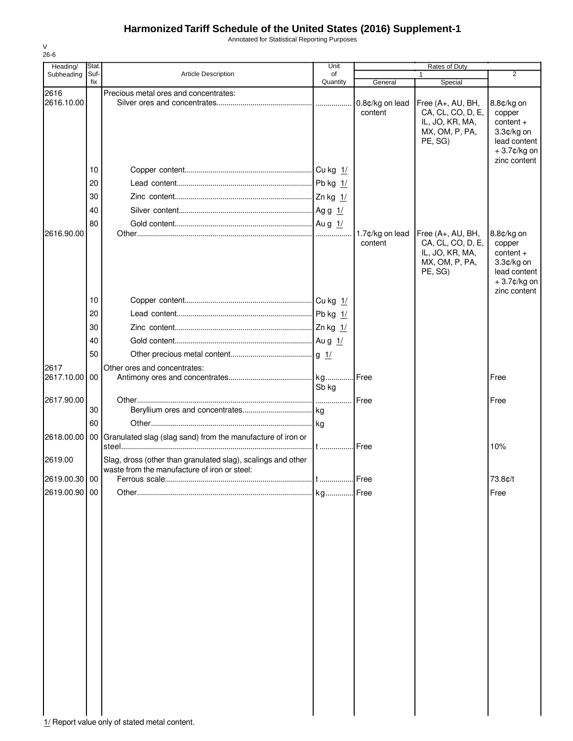# Harmonized Tariff Schedule of the United States (2016) Supplement-1

Annotated for Statistical Reporting Purposes

V
26-6

| Heading/ Subheading | Stat. Suf- fix | Article Description | Unit of Quantity | Rates of Duty 1 General | Rates of Duty 1 Special | Rates of Duty 2 |
|---|---|---|---|---|---|---|
| 2616 | | Precious metal ores and concentrates: | | | | |
| 2616.10.00 | | Silver ores and concentrates | | 0.8¢/kg on lead content | Free (A+, AU, BH, CA, CL, CO, D, E, IL, JO, KR, MA, MX, OM, P, PA, PE, SG) | 8.8¢/kg on copper content + 3.3¢/kg on lead content + 3.7¢/kg on zinc content |
| | 10 | Copper content | Cu kg 1/ | | | |
| | 20 | Lead content | Pb kg 1/ | | | |
| | 30 | Zinc content | Zn kg 1/ | | | |
| | 40 | Silver content | Ag g 1/ | | | |
| | 80 | Gold content | Au g 1/ | | | |
| 2616.90.00 | | Other | | 1.7¢/kg on lead content | Free (A+, AU, BH, CA, CL, CO, D, E, IL, JO, KR, MA, MX, OM, P, PA, PE, SG) | 8.8¢/kg on copper content + 3.3¢/kg on lead content + 3.7¢/kg on zinc content |
| | 10 | Copper content | Cu kg 1/ | | | |
| | 20 | Lead content | Pb kg 1/ | | | |
| | 30 | Zinc content | Zn kg 1/ | | | |
| | 40 | Gold content | Au g 1/ | | | |
| | 50 | Other precious metal content | g 1/ | | | |
| 2617 | | Other ores and concentrates: | | | | |
| 2617.10.00 | 00 | Antimony ores and concentrates | kg Sb kg | Free | | Free |
| 2617.90.00 | | Other | | Free | | Free |
| | 30 | Beryllium ores and concentrates | kg | | | |
| | 60 | Other | kg | | | |
| 2618.00.00 | 00 | Granulated slag (slag sand) from the manufacture of iron or steel | t | Free | | 10% |
| 2619.00 | | Slag, dross (other than granulated slag), scalings and other waste from the manufacture of iron or steel: | | | | |
| 2619.00.30 | 00 | Ferrous scale | t | Free | | 73.8¢/t |
| 2619.00.90 | 00 | Other | kg | Free | | Free |

1/ Report value only of stated metal content.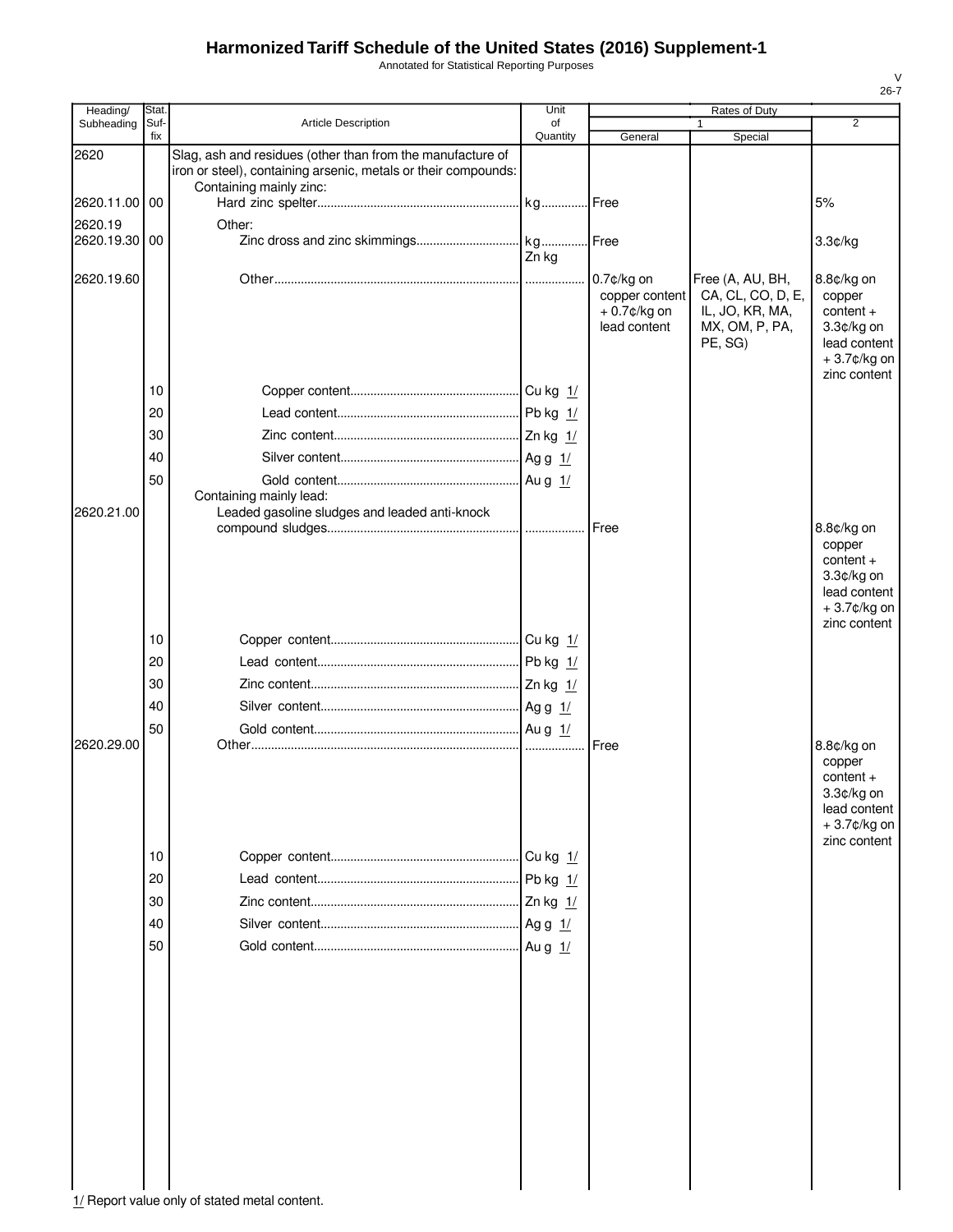# Harmonized Tariff Schedule of the United States (2016) Supplement-1

Annotated for Statistical Reporting Purposes

| Heading/ Subheading | Stat. Suf-fix | Article Description | Unit of Quantity | Rates of Duty 1 General | Rates of Duty 1 Special | Rates of Duty 2 |
|---|---|---|---|---|---|---|
| 2620 | | Slag, ash and residues (other than from the manufacture of iron or steel), containing arsenic, metals or their compounds: | | | | |
| | | Containing mainly zinc: | | | | |
| 2620.11.00 | 00 | Hard zinc spelter | kg | Free | | 5% |
| 2620.19 | | Other: | | | | |
| 2620.19.30 | 00 | Zinc dross and zinc skimmings | kg<br>Zn kg | Free | | 3.3¢/kg |
| 2620.19.60 | | Other | | 0.7¢/kg on copper content + 0.7¢/kg on lead content | Free (A, AU, BH, CA, CL, CO, D, E, IL, JO, KR, MA, MX, OM, P, PA, PE, SG) | 8.8¢/kg on copper content + 3.3¢/kg on lead content + 3.7¢/kg on zinc content |
| | 10 | Copper content | Cu kg 1/ | | | |
| | 20 | Lead content | Pb kg 1/ | | | |
| | 30 | Zinc content | Zn kg 1/ | | | |
| | 40 | Silver content | Ag g 1/ | | | |
| | 50 | Gold content | Au g 1/ | | | |
| | | Containing mainly lead: | | | | |
| 2620.21.00 | | Leaded gasoline sludges and leaded anti-knock compound sludges | | Free | | 8.8¢/kg on copper content + 3.3¢/kg on lead content + 3.7¢/kg on zinc content |
| | 10 | Copper content | Cu kg 1/ | | | |
| | 20 | Lead content | Pb kg 1/ | | | |
| | 30 | Zinc content | Zn kg 1/ | | | |
| | 40 | Silver content | Ag g 1/ | | | |
| | 50 | Gold content | Au g 1/ | | | |
| 2620.29.00 | | Other | | Free | | 8.8¢/kg on copper content + 3.3¢/kg on lead content + 3.7¢/kg on zinc content |
| | 10 | Copper content | Cu kg 1/ | | | |
| | 20 | Lead content | Pb kg 1/ | | | |
| | 30 | Zinc content | Zn kg 1/ | | | |
| | 40 | Silver content | Ag g 1/ | | | |
| | 50 | Gold content | Au g 1/ | | | |

1/ Report value only of stated metal content.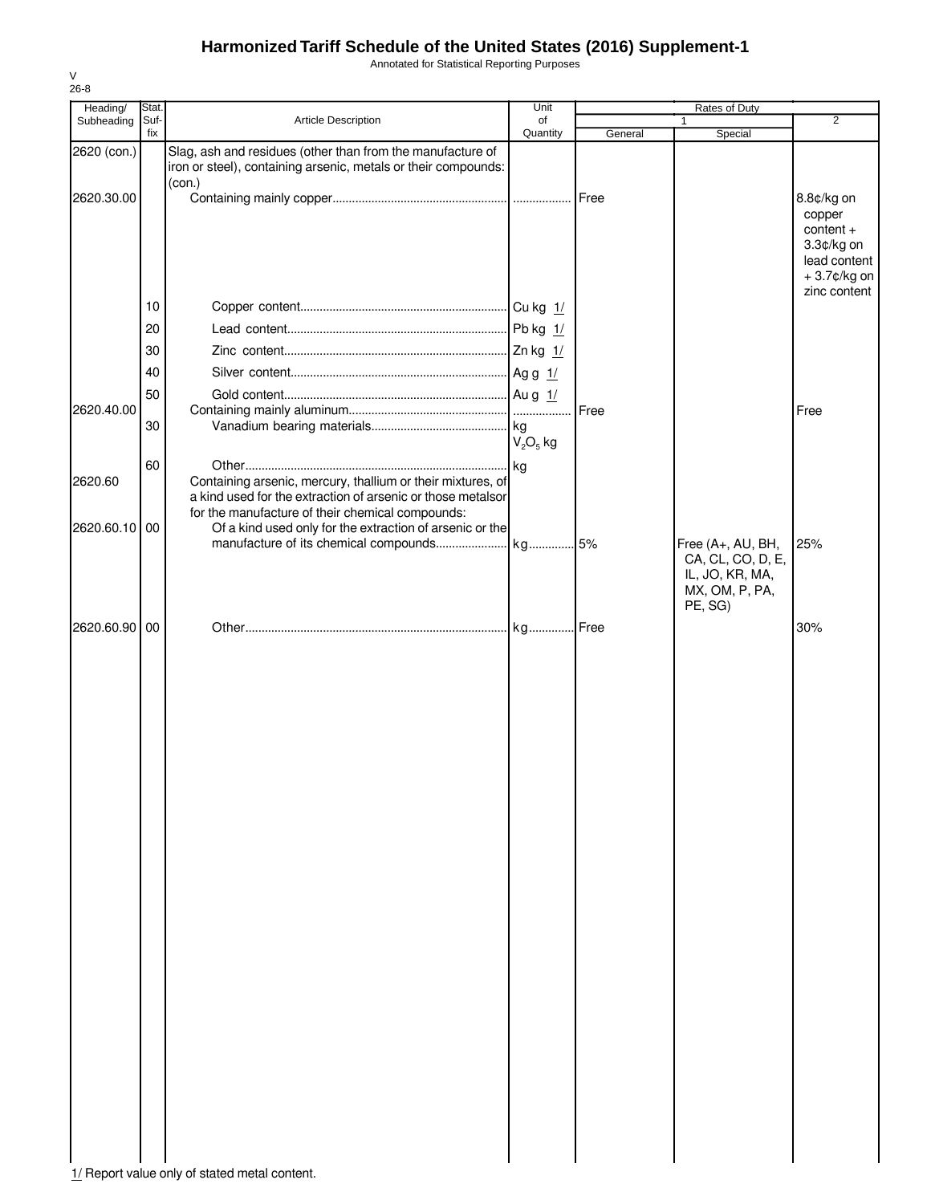# Harmonized Tariff Schedule of the United States (2016) Supplement-1

Annotated for Statistical Reporting Purposes

V
26-8

| Heading/ Subheading | Stat. Suf-fix | Article Description | Unit of Quantity | Rates of Duty | | |
|---|---|---|---|---|---|---|
| | | | | 1 | | 2 |
| | | | | General | Special | |
| 2620 (con.) | | Slag, ash and residues (other than from the manufacture of iron or steel), containing arsenic, metals or their compounds: (con.) | | | | |
| 2620.30.00 | | Containing mainly copper | | Free | | 8.8¢/kg on copper content + 3.3¢/kg on lead content + 3.7¢/kg on zinc content |
| | 10 | Copper content | Cu kg 1/ | | | |
| | 20 | Lead content | Pb kg 1/ | | | |
| | 30 | Zinc content | Zn kg 1/ | | | |
| | 40 | Silver content | Ag g 1/ | | | |
| | 50 | Gold content | Au g 1/ | | | |
| 2620.40.00 | | Containing mainly aluminum | | Free | | Free |
| | 30 | Vanadium bearing materials | kg $V_2O_5$ kg | | | |
| | 60 | Other | kg | | | |
| 2620.60 | | Containing arsenic, mercury, thallium or their mixtures, of a kind used for the extraction of arsenic or those metals or for the manufacture of their chemical compounds: | | | | |
| 2620.60.10 | 00 | Of a kind used only for the extraction of arsenic or the manufacture of its chemical compounds | kg | 5% | Free (A+, AU, BH, CA, CL, CO, D, E, IL, JO, KR, MA, MX, OM, P, PA, PE, SG) | 25% |
| 2620.60.90 | 00 | Other | kg | Free | | 30% |

1/ Report value only of stated metal content.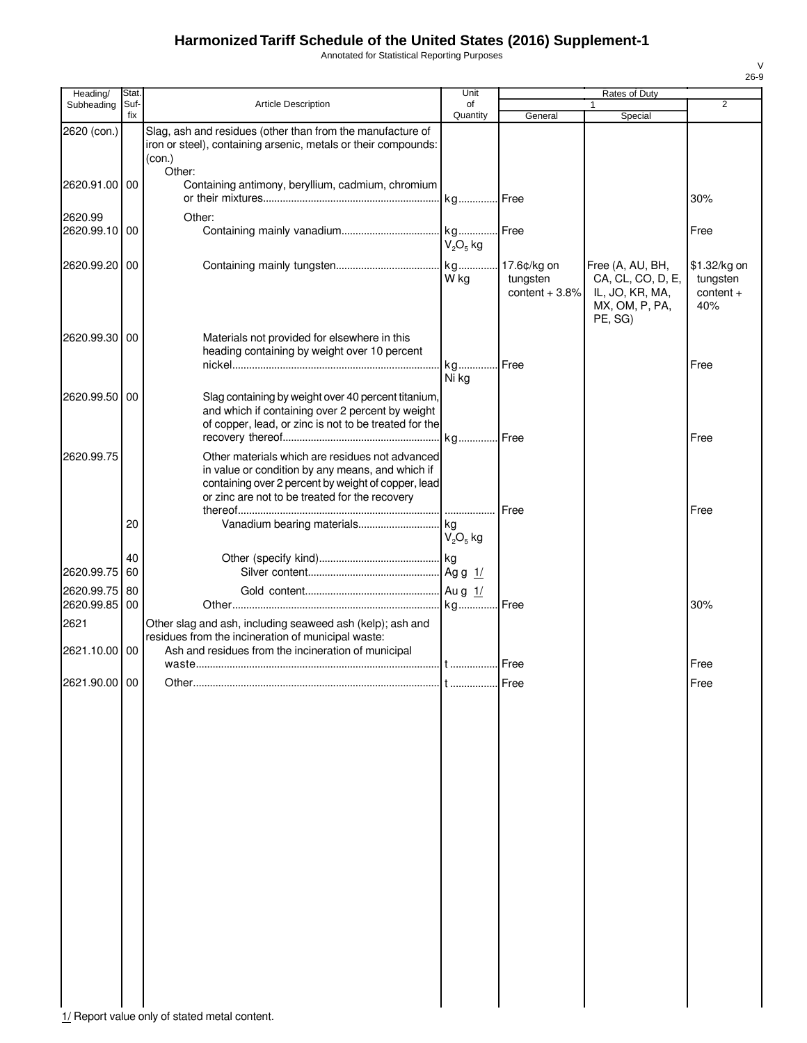# Harmonized Tariff Schedule of the United States (2016) Supplement-1

Annotated for Statistical Reporting Purposes

V
26-9

| Heading/ Subheading | Stat. Suf-fix | Article Description | Unit of Quantity | Rates of Duty 1 General | Special | 2 |
|---|---|---|---|---|---|---|
| 2620 (con.) | | Slag, ash and residues (other than from the manufacture of iron or steel), containing arsenic, metals or their compounds: (con.) | | | | |
| | | Other: | | | | |
| 2620.91.00 | 00 | Containing antimony, beryllium, cadmium, chromium or their mixtures | kg | Free | | 30% |
| 2620.99 | | Other: | | | | |
| 2620.99.10 | 00 | Containing mainly vanadium | kg $V_2O_5$ kg | Free | | Free |
| 2620.99.20 | 00 | Containing mainly tungsten | kg W kg | 17.6¢/kg on tungsten content + 3.8% | Free (A, AU, BH, CA, CL, CO, D, E, IL, JO, KR, MA, MX, OM, P, PA, PE, SG) | $1.32/kg on tungsten content + 40% |
| 2620.99.30 | 00 | Materials not provided for elsewhere in this heading containing by weight over 10 percent nickel | kg Ni kg | Free | | Free |
| 2620.99.50 | 00 | Slag containing by weight over 40 percent titanium, and which if containing over 2 percent by weight of copper, lead, or zinc is not to be treated for the recovery thereof | kg | Free | | Free |
| 2620.99.75 | | Other materials which are residues not advanced in value or condition by any means, and which if containing over 2 percent by weight of copper, lead or zinc are not to be treated for the recovery thereof | | Free | | Free |
| | 20 | Vanadium bearing materials | kg $V_2O_5$ kg | | | |
| | 40 | Other (specify kind) | kg | | | |
| 2620.99.75 | 60 | Silver content | Ag g 1/ | | | |
| 2620.99.75 | 80 | Gold content | Au g 1/ | | | |
| 2620.99.85 | 00 | Other | kg | Free | | 30% |
| 2621 | | Other slag and ash, including seaweed ash (kelp); ash and residues from the incineration of municipal waste: | | | | |
| 2621.10.00 | 00 | Ash and residues from the incineration of municipal waste | t | Free | | Free |
| 2621.90.00 | 00 | Other | t | Free | | Free |

1/ Report value only of stated metal content.